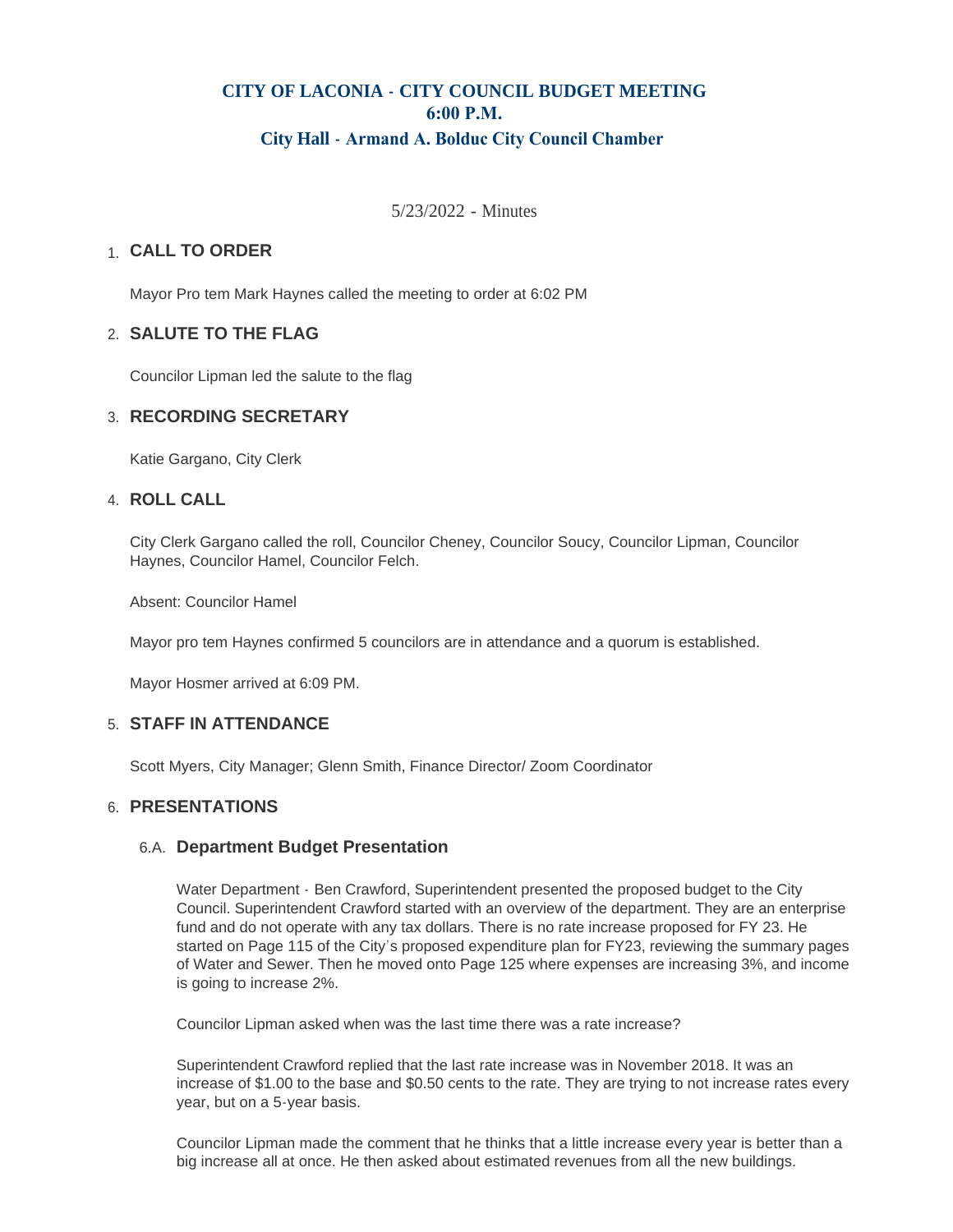# CITY OF LACONIA - CITY COUNCIL BUDGET MEETING
# 6:00 P.M.
## City Hall - Armand A. Bolduc City Council Chamber

5/23/2022 - Minutes

## 1. CALL TO ORDER

Mayor Pro tem Mark Haynes called the meeting to order at 6:02 PM

## 2. SALUTE TO THE FLAG

Councilor Lipman led the salute to the flag

## 3. RECORDING SECRETARY

Katie Gargano, City Clerk

## 4. ROLL CALL

City Clerk Gargano called the roll, Councilor Cheney, Councilor Soucy, Councilor Lipman, Councilor Haynes, Councilor Hamel, Councilor Felch.

Absent: Councilor Hamel

Mayor pro tem Haynes confirmed 5 councilors are in attendance and a quorum is established.

Mayor Hosmer arrived at 6:09 PM.

## 5. STAFF IN ATTENDANCE

Scott Myers, City Manager; Glenn Smith, Finance Director/ Zoom Coordinator

## 6. PRESENTATIONS

### 6.A. Department Budget Presentation

Water Department - Ben Crawford, Superintendent presented the proposed budget to the City Council. Superintendent Crawford started with an overview of the department. They are an enterprise fund and do not operate with any tax dollars. There is no rate increase proposed for FY 23. He started on Page 115 of the City's proposed expenditure plan for FY23, reviewing the summary pages of Water and Sewer. Then he moved onto Page 125 where expenses are increasing 3%, and income is going to increase 2%.

Councilor Lipman asked when was the last time there was a rate increase?

Superintendent Crawford replied that the last rate increase was in November 2018. It was an increase of $1.00 to the base and $0.50 cents to the rate. They are trying to not increase rates every year, but on a 5-year basis.

Councilor Lipman made the comment that he thinks that a little increase every year is better than a big increase all at once. He then asked about estimated revenues from all the new buildings.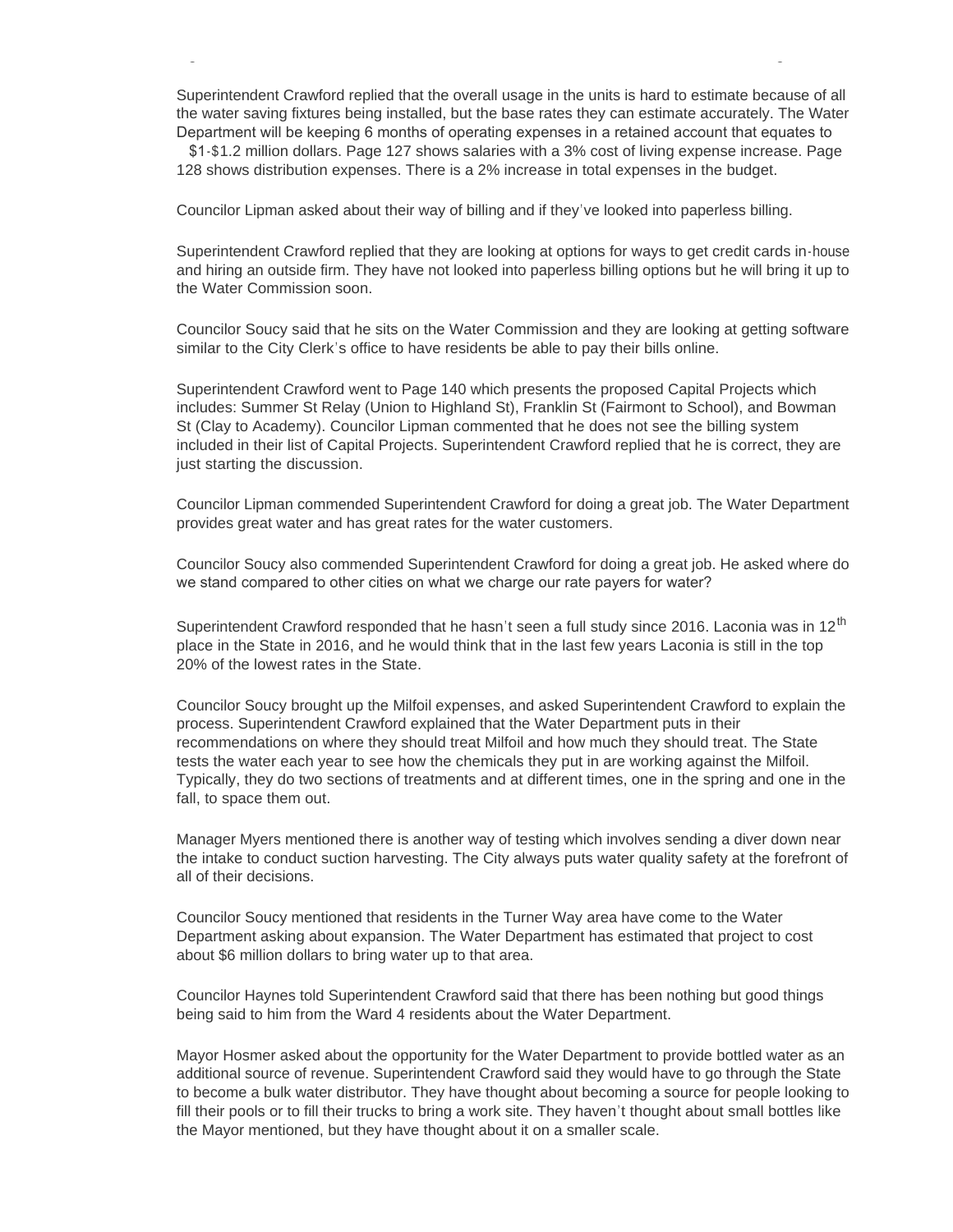Superintendent Crawford replied that the overall usage in the units is hard to estimate because of all the water saving fixtures being installed, but the base rates they can estimate accurately. The Water Department will be keeping 6 months of operating expenses in a retained account that equates to $1-$1.2 million dollars. Page 127 shows salaries with a 3% cost of living expense increase. Page 128 shows distribution expenses. There is a 2% increase in total expenses in the budget.

Councilor Lipman asked about their way of billing and if they've looked into paperless billing.

Superintendent Crawford replied that they are looking at options for ways to get credit cards in-house and hiring an outside firm. They have not looked into paperless billing options but he will bring it up to the Water Commission soon.

Councilor Soucy said that he sits on the Water Commission and they are looking at getting software similar to the City Clerk's office to have residents be able to pay their bills online.

Superintendent Crawford went to Page 140 which presents the proposed Capital Projects which includes: Summer St Relay (Union to Highland St), Franklin St (Fairmont to School), and Bowman St (Clay to Academy). Councilor Lipman commented that he does not see the billing system included in their list of Capital Projects. Superintendent Crawford replied that he is correct, they are just starting the discussion.

Councilor Lipman commended Superintendent Crawford for doing a great job. The Water Department provides great water and has great rates for the water customers.

Councilor Soucy also commended Superintendent Crawford for doing a great job. He asked where do we stand compared to other cities on what we charge our rate payers for water?

Superintendent Crawford responded that he hasn't seen a full study since 2016. Laconia was in 12th place in the State in 2016, and he would think that in the last few years Laconia is still in the top 20% of the lowest rates in the State.

Councilor Soucy brought up the Milfoil expenses, and asked Superintendent Crawford to explain the process. Superintendent Crawford explained that the Water Department puts in their recommendations on where they should treat Milfoil and how much they should treat. The State tests the water each year to see how the chemicals they put in are working against the Milfoil. Typically, they do two sections of treatments and at different times, one in the spring and one in the fall, to space them out.

Manager Myers mentioned there is another way of testing which involves sending a diver down near the intake to conduct suction harvesting. The City always puts water quality safety at the forefront of all of their decisions.

Councilor Soucy mentioned that residents in the Turner Way area have come to the Water Department asking about expansion. The Water Department has estimated that project to cost about $6 million dollars to bring water up to that area.

Councilor Haynes told Superintendent Crawford said that there has been nothing but good things being said to him from the Ward 4 residents about the Water Department.

Mayor Hosmer asked about the opportunity for the Water Department to provide bottled water as an additional source of revenue. Superintendent Crawford said they would have to go through the State to become a bulk water distributor. They have thought about becoming a source for people looking to fill their pools or to fill their trucks to bring a work site. They haven't thought about small bottles like the Mayor mentioned, but they have thought about it on a smaller scale.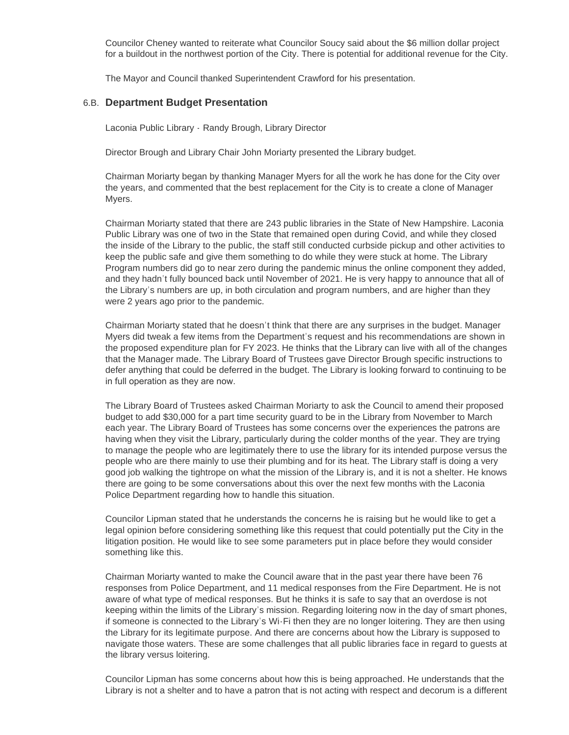Councilor Cheney wanted to reiterate what Councilor Soucy said about the $6 million dollar project for a buildout in the northwest portion of the City. There is potential for additional revenue for the City.

The Mayor and Council thanked Superintendent Crawford for his presentation.

## 6.B. Department Budget Presentation

Laconia Public Library - Randy Brough, Library Director

Director Brough and Library Chair John Moriarty presented the Library budget.

Chairman Moriarty began by thanking Manager Myers for all the work he has done for the City over the years, and commented that the best replacement for the City is to create a clone of Manager Myers.

Chairman Moriarty stated that there are 243 public libraries in the State of New Hampshire. Laconia Public Library was one of two in the State that remained open during Covid, and while they closed the inside of the Library to the public, the staff still conducted curbside pickup and other activities to keep the public safe and give them something to do while they were stuck at home. The Library Program numbers did go to near zero during the pandemic minus the online component they added, and they hadn't fully bounced back until November of 2021. He is very happy to announce that all of the Library's numbers are up, in both circulation and program numbers, and are higher than they were 2 years ago prior to the pandemic.

Chairman Moriarty stated that he doesn't think that there are any surprises in the budget. Manager Myers did tweak a few items from the Department's request and his recommendations are shown in the proposed expenditure plan for FY 2023. He thinks that the Library can live with all of the changes that the Manager made. The Library Board of Trustees gave Director Brough specific instructions to defer anything that could be deferred in the budget. The Library is looking forward to continuing to be in full operation as they are now.

The Library Board of Trustees asked Chairman Moriarty to ask the Council to amend their proposed budget to add $30,000 for a part time security guard to be in the Library from November to March each year. The Library Board of Trustees has some concerns over the experiences the patrons are having when they visit the Library, particularly during the colder months of the year. They are trying to manage the people who are legitimately there to use the library for its intended purpose versus the people who are there mainly to use their plumbing and for its heat. The Library staff is doing a very good job walking the tightrope on what the mission of the Library is, and it is not a shelter. He knows there are going to be some conversations about this over the next few months with the Laconia Police Department regarding how to handle this situation.

Councilor Lipman stated that he understands the concerns he is raising but he would like to get a legal opinion before considering something like this request that could potentially put the City in the litigation position. He would like to see some parameters put in place before they would consider something like this.

Chairman Moriarty wanted to make the Council aware that in the past year there have been 76 responses from Police Department, and 11 medical responses from the Fire Department. He is not aware of what type of medical responses. But he thinks it is safe to say that an overdose is not keeping within the limits of the Library's mission. Regarding loitering now in the day of smart phones, if someone is connected to the Library's Wi-Fi then they are no longer loitering. They are then using the Library for its legitimate purpose. And there are concerns about how the Library is supposed to navigate those waters. These are some challenges that all public libraries face in regard to guests at the library versus loitering.

Councilor Lipman has some concerns about how this is being approached. He understands that the Library is not a shelter and to have a patron that is not acting with respect and decorum is a different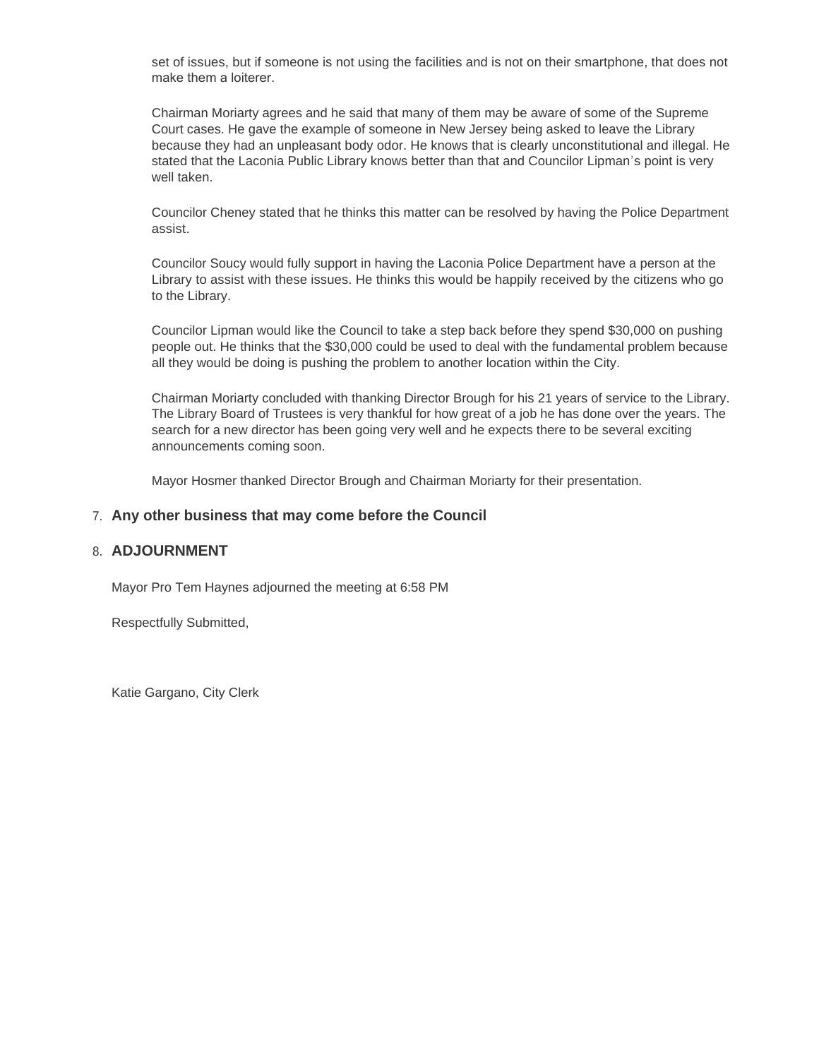set of issues, but if someone is not using the facilities and is not on their smartphone, that does not make them a loiterer.

Chairman Moriarty agrees and he said that many of them may be aware of some of the Supreme Court cases. He gave the example of someone in New Jersey being asked to leave the Library because they had an unpleasant body odor. He knows that is clearly unconstitutional and illegal. He stated that the Laconia Public Library knows better than that and Councilor Lipman's point is very well taken.

Councilor Cheney stated that he thinks this matter can be resolved by having the Police Department assist.

Councilor Soucy would fully support in having the Laconia Police Department have a person at the Library to assist with these issues. He thinks this would be happily received by the citizens who go to the Library.

Councilor Lipman would like the Council to take a step back before they spend $30,000 on pushing people out. He thinks that the $30,000 could be used to deal with the fundamental problem because all they would be doing is pushing the problem to another location within the City.

Chairman Moriarty concluded with thanking Director Brough for his 21 years of service to the Library. The Library Board of Trustees is very thankful for how great of a job he has done over the years. The search for a new director has been going very well and he expects there to be several exciting announcements coming soon.

Mayor Hosmer thanked Director Brough and Chairman Moriarty for their presentation.

7. **Any other business that may come before the Council**

8. **ADJOURNMENT**

Mayor Pro Tem Haynes adjourned the meeting at 6:58 PM

Respectfully Submitted,

Katie Gargano, City Clerk